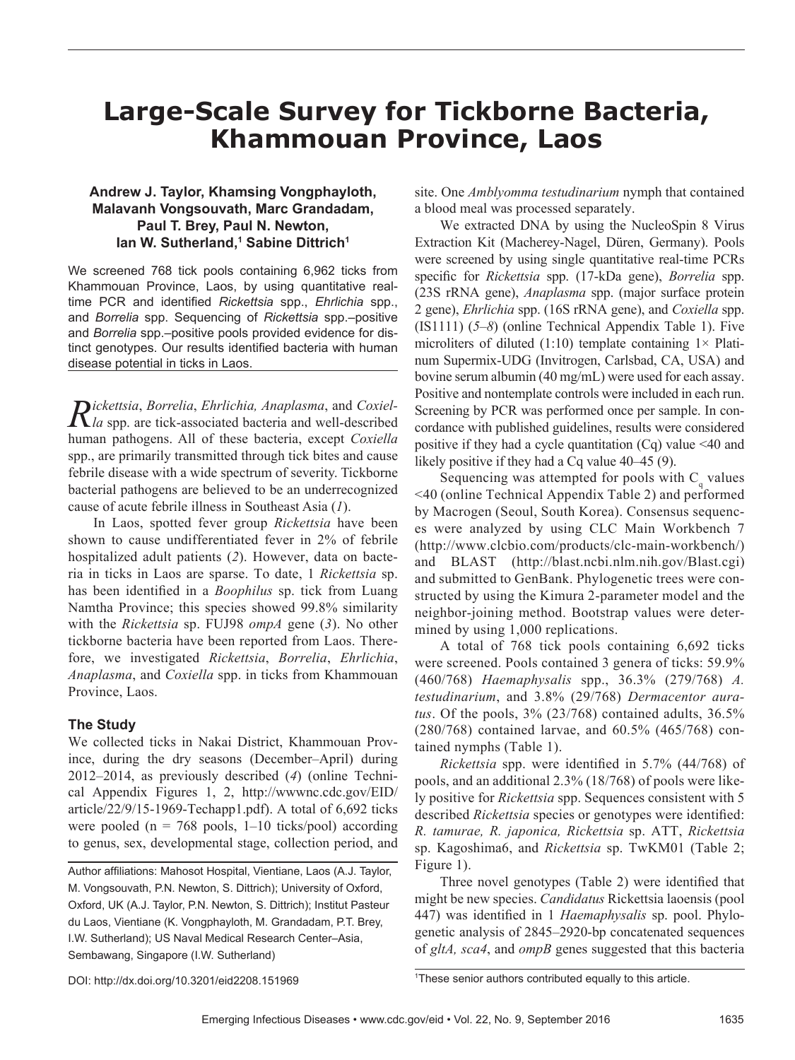# Large-Scale Survey for Tickborne Bacteria, Khammouan Province, Laos

**Andrew J. Taylor, Khamsing Vongphayloth, Malavanh Vongsouvath, Marc Grandadam, Paul T. Brey, Paul N. Newton, Ian W. Sutherland,[1] Sabine Dittrich[1]**

We screened 768 tick pools containing 6,962 ticks from Khammouan Province, Laos, by using quantitative real-time PCR and identified *Rickettsia* spp., *Ehrlichia* spp., and *Borrelia* spp. Sequencing of *Rickettsia* spp.–positive and *Borrelia* spp.–positive pools provided evidence for distinct genotypes. Our results identified bacteria with human disease potential in ticks in Laos.

*Rickettsia*, *Borrelia*, *Ehrlichia, Anaplasma*, and *Coxiella* spp. are tick-associated bacteria and well-described human pathogens. All of these bacteria, except *Coxiella* spp., are primarily transmitted through tick bites and cause febrile disease with a wide spectrum of severity. Tickborne bacterial pathogens are believed to be an underrecognized cause of acute febrile illness in Southeast Asia (*1*).

In Laos, spotted fever group *Rickettsia* have been shown to cause undifferentiated fever in 2% of febrile hospitalized adult patients (*2*). However, data on bacteria in ticks in Laos are sparse. To date, 1 *Rickettsia* sp. has been identified in a *Boophilus* sp. tick from Luang Namtha Province; this species showed 99.8% similarity with the *Rickettsia* sp. FUJ98 *ompA* gene (*3*). No other tickborne bacteria have been reported from Laos. Therefore, we investigated *Rickettsia*, *Borrelia*, *Ehrlichia*, *Anaplasma*, and *Coxiella* spp. in ticks from Khammouan Province, Laos.

## The Study

We collected ticks in Nakai District, Khammouan Province, during the dry seasons (December–April) during 2012–2014, as previously described (*4*) (online Technical Appendix Figures 1, 2, http://wwwnc.cdc.gov/EID/article/22/9/15-1969-Techapp1.pdf). A total of 6,692 ticks were pooled (n = 768 pools, 1–10 ticks/pool) according to genus, sex, developmental stage, collection period, and site. One *Amblyomma testudinarium* nymph that contained a blood meal was processed separately.

We extracted DNA by using the NucleoSpin 8 Virus Extraction Kit (Macherey-Nagel, Düren, Germany). Pools were screened by using single quantitative real-time PCRs specific for *Rickettsia* spp. (17-kDa gene), *Borrelia* spp. (23S rRNA gene), *Anaplasma* spp. (major surface protein 2 gene), *Ehrlichia* spp. (16S rRNA gene), and *Coxiella* spp. (IS1111) (*5*–*8*) (online Technical Appendix Table 1). Five microliters of diluted (1:10) template containing 1× Platinum Supermix-UDG (Invitrogen, Carlsbad, CA, USA) and bovine serum albumin (40 mg/mL) were used for each assay. Positive and nontemplate controls were included in each run. Screening by PCR was performed once per sample. In concordance with published guidelines, results were considered positive if they had a cycle quantitation (Cq) value <40 and likely positive if they had a Cq value 40–45 (9).

Sequencing was attempted for pools with $C_q$ values <40 (online Technical Appendix Table 2) and performed by Macrogen (Seoul, South Korea). Consensus sequences were analyzed by using CLC Main Workbench 7 (http://www.clcbio.com/products/clc-main-workbench/) and BLAST (http://blast.ncbi.nlm.nih.gov/Blast.cgi) and submitted to GenBank. Phylogenetic trees were constructed by using the Kimura 2-parameter model and the neighbor-joining method. Bootstrap values were determined by using 1,000 replications.

A total of 768 tick pools containing 6,692 ticks were screened. Pools contained 3 genera of ticks: 59.9% (460/768) *Haemaphysalis* spp., 36.3% (279/768) *A. testudinarium*, and 3.8% (29/768) *Dermacentor auratus*. Of the pools, 3% (23/768) contained adults, 36.5% (280/768) contained larvae, and 60.5% (465/768) contained nymphs (Table 1).

*Rickettsia* spp. were identified in 5.7% (44/768) of pools, and an additional 2.3% (18/768) of pools were likely positive for *Rickettsia* spp. Sequences consistent with 5 described *Rickettsia* species or genotypes were identified: *R. tamurae, R. japonica, Rickettsia* sp. ATT, *Rickettsia* sp. Kagoshima6, and *Rickettsia* sp. TwKM01 (Table 2; Figure 1).

Three novel genotypes (Table 2) were identified that might be new species. *Candidatus* Rickettsia laoensis (pool 447) was identified in 1 *Haemaphysalis* sp. pool. Phylogenetic analysis of 2845–2920-bp concatenated sequences of *gltA, sca4*, and *ompB* genes suggested that this bacteria

Author affiliations: Mahosot Hospital, Vientiane, Laos (A.J. Taylor, M. Vongsouvath, P.N. Newton, S. Dittrich); University of Oxford, Oxford, UK (A.J. Taylor, P.N. Newton, S. Dittrich); Institut Pasteur du Laos, Vientiane (K. Vongphayloth, M. Grandadam, P.T. Brey, I.W. Sutherland); US Naval Medical Research Center–Asia, Sembawang, Singapore (I.W. Sutherland)

DOI: http://dx.doi.org/10.3201/eid2208.151969

[1]These senior authors contributed equally to this article.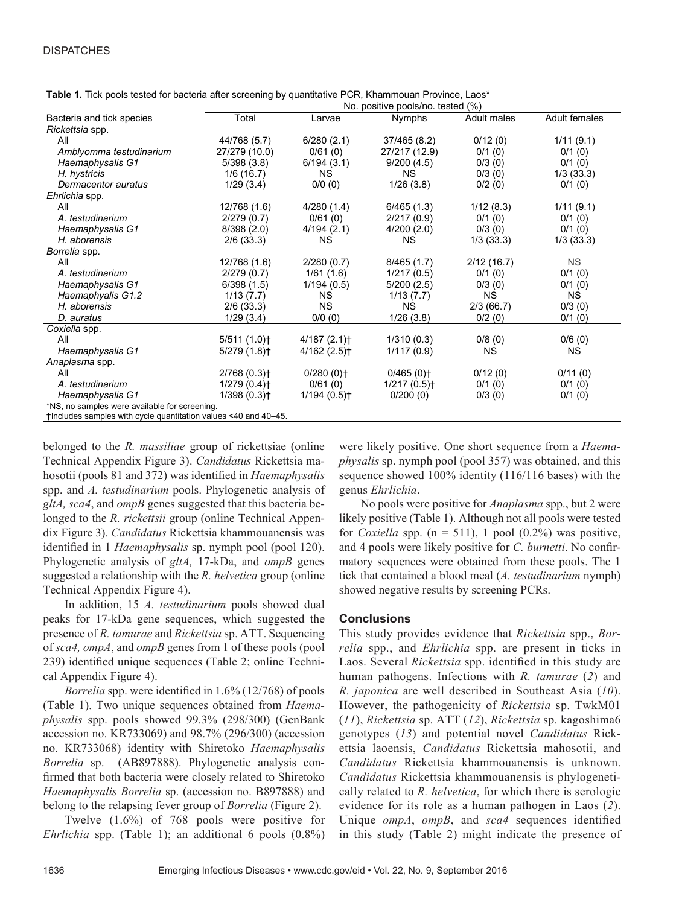**Table 1.** Tick pools tested for bacteria after screening by quantitative PCR, Khammouan Province, Laos*

| Bacteria and tick species | No. positive pools/no. tested (%) | | | | |
|---|---|---|---|---|---|
| | Total | Larvae | Nymphs | Adult males | Adult females |
| *Rickettsia* spp. | | | | | |
| All | 44/768 (5.7) | 6/280 (2.1) | 37/465 (8.2) | 0/12 (0) | 1/11 (9.1) |
| *Amblyomma testudinarium* | 27/279 (10.0) | 0/61 (0) | 27/217 (12.9) | 0/1 (0) | 0/1 (0) |
| *Haemaphysalis G1* | 5/398 (3.8) | 6/194 (3.1) | 9/200 (4.5) | 0/3 (0) | 0/1 (0) |
| *H. hystricis* | 1/6 (16.7) | NS | NS | 0/3 (0) | 1/3 (33.3) |
| *Dermacentor auratus* | 1/29 (3.4) | 0/0 (0) | 1/26 (3.8) | 0/2 (0) | 0/1 (0) |
| *Ehrlichia* spp. | | | | | |
| All | 12/768 (1.6) | 4/280 (1.4) | 6/465 (1.3) | 1/12 (8.3) | 1/11 (9.1) |
| *A. testudinarium* | 2/279 (0.7) | 0/61 (0) | 2/217 (0.9) | 0/1 (0) | 0/1 (0) |
| *Haemaphysalis G1* | 8/398 (2.0) | 4/194 (2.1) | 4/200 (2.0) | 0/3 (0) | 0/1 (0) |
| *H. aborensis* | 2/6 (33.3) | NS | NS | 1/3 (33.3) | 1/3 (33.3) |
| *Borrelia* spp. | | | | | |
| All | 12/768 (1.6) | 2/280 (0.7) | 8/465 (1.7) | 2/12 (16.7) | NS |
| *A. testudinarium* | 2/279 (0.7) | 1/61 (1.6) | 1/217 (0.5) | 0/1 (0) | 0/1 (0) |
| *Haemaphysalis G1* | 6/398 (1.5) | 1/194 (0.5) | 5/200 (2.5) | 0/3 (0) | 0/1 (0) |
| *Haemaphyalis G1.2* | 1/13 (7.7) | NS | 1/13 (7.7) | NS | NS |
| *H. aborensis* | 2/6 (33.3) | NS | NS | 2/3 (66.7) | 0/3 (0) |
| *D. auratus* | 1/29 (3.4) | 0/0 (0) | 1/26 (3.8) | 0/2 (0) | 0/1 (0) |
| *Coxiella* spp. | | | | | |
| All | 5/511 (1.0)† | 4/187 (2.1)† | 1/310 (0.3) | 0/8 (0) | 0/6 (0) |
| *Haemaphysalis G1* | 5/279 (1.8)† | 4/162 (2.5)† | 1/117 (0.9) | NS | NS |
| *Anaplasma* spp. | | | | | |
| All | 2/768 (0.3)† | 0/280 (0)† | 0/465 (0)† | 0/12 (0) | 0/11 (0) |
| *A. testudinarium* | 1/279 (0.4)† | 0/61 (0) | 1/217 (0.5)† | 0/1 (0) | 0/1 (0) |
| *Haemaphysalis G1* | 1/398 (0.3)† | 1/194 (0.5)† | 0/200 (0) | 0/3 (0) | 0/1 (0) |

*NS, no samples were available for screening.
†Includes samples with cycle quantitation values <40 and 40–45.

belonged to the *R. massiliae* group of rickettsiae (online Technical Appendix Figure 3). *Candidatus* Rickettsia mahosotii (pools 81 and 372) was identified in *Haemaphysalis* spp. and *A. testudinarium* pools. Phylogenetic analysis of *gltA, sca4*, and *ompB* genes suggested that this bacteria belonged to the *R. rickettsii* group (online Technical Appendix Figure 3). *Candidatus* Rickettsia khammouanensis was identified in 1 *Haemaphysalis* sp. nymph pool (pool 120). Phylogenetic analysis of *gltA*, 17-kDa, and *ompB* genes suggested a relationship with the *R. helvetica* group (online Technical Appendix Figure 4).

In addition, 15 *A. testudinarium* pools showed dual peaks for 17-kDa gene sequences, which suggested the presence of *R. tamurae* and *Rickettsia* sp. ATT. Sequencing of *sca4, ompA*, and *ompB* genes from 1 of these pools (pool 239) identified unique sequences (Table 2; online Technical Appendix Figure 4).

*Borrelia* spp. were identified in 1.6% (12/768) of pools (Table 1). Two unique sequences obtained from *Haemaphysalis* spp. pools showed 99.3% (298/300) (GenBank accession no. KR733069) and 98.7% (296/300) (accession no. KR733068) identity with Shiretoko *Haemaphysalis Borrelia* sp. (AB897888). Phylogenetic analysis confirmed that both bacteria were closely related to Shiretoko *Haemaphysalis Borrelia* sp. (accession no. B897888) and belong to the relapsing fever group of *Borrelia* (Figure 2).

Twelve (1.6%) of 768 pools were positive for *Ehrlichia* spp. (Table 1); an additional 6 pools (0.8%) were likely positive. One short sequence from a *Haemaphysalis* sp. nymph pool (pool 357) was obtained, and this sequence showed 100% identity (116/116 bases) with the genus *Ehrlichia*.

No pools were positive for *Anaplasma* spp., but 2 were likely positive (Table 1). Although not all pools were tested for *Coxiella* spp. (n = 511), 1 pool (0.2%) was positive, and 4 pools were likely positive for *C. burnetti*. No confirmatory sequences were obtained from these pools. The 1 tick that contained a blood meal (*A. testudinarium* nymph) showed negative results by screening PCRs.

## Conclusions

This study provides evidence that *Rickettsia* spp., *Borrelia* spp., and *Ehrlichia* spp. are present in ticks in Laos. Several *Rickettsia* spp. identified in this study are human pathogens. Infections with *R. tamurae* (*2*) and *R. japonica* are well described in Southeast Asia (*10*). However, the pathogenicity of *Rickettsia* sp. TwkM01 (*11*), *Rickettsia* sp. ATT (*12*), *Rickettsia* sp. kagoshima6 genotypes (*13*) and potential novel *Candidatus* Rickettsia laoensis, *Candidatus* Rickettsia mahosotii, and *Candidatus* Rickettsia khammouanensis is unknown. *Candidatus* Rickettsia khammouanensis is phylogenetically related to *R. helvetica*, for which there is serologic evidence for its role as a human pathogen in Laos (*2*). Unique *ompA*, *ompB*, and *sca4* sequences identified in this study (Table 2) might indicate the presence of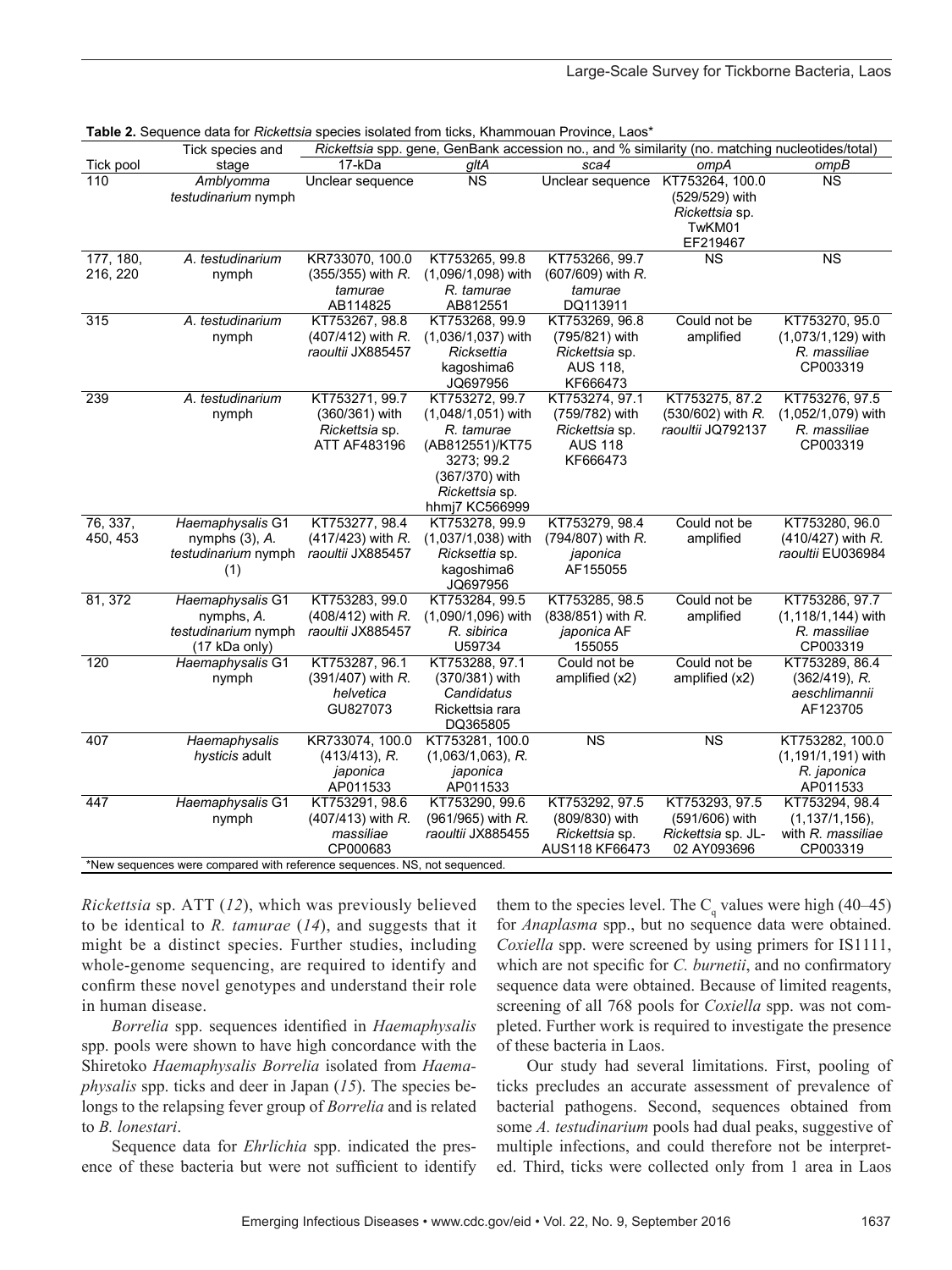**Table 2.** Sequence data for *Rickettsia* species isolated from ticks, Khammouan Province, Laos*

| Tick pool | Tick species and stage | *Rickettsia* spp. gene, GenBank accession no., and % similarity (no. matching nucleotides/total) | | | | |
|---|---|---|---|---|---|---|
| | | 17-kDa | *gltA* | *sca4* | *ompA* | *ompB* |
| 110 | *Amblyomma testudinarium* nymph | Unclear sequence | NS | Unclear sequence | KT753264, 100.0 (529/529) with *Rickettsia* sp. TwKM01 EF219467 | NS |
| 177, 180, 216, 220 | *A. testudinarium* nymph | KR733070, 100.0 (355/355) with *R. tamurae* AB114825 | KT753265, 99.8 (1,096/1,098) with *R. tamurae* AB812551 | KT753266, 99.7 (607/609) with *R. tamurae* DQ113911 | NS | NS |
| 315 | *A. testudinarium* nymph | KT753267, 98.8 (407/412) with *R. raoultii* JX885457 | KT753268, 99.9 (1,036/1,037) with *Ricksettia* kagoshima6 JQ697956 | KT753269, 96.8 (795/821) with *Rickettsia* sp. AUS 118, KF666473 | Could not be amplified | KT753270, 95.0 (1,073/1,129) with *R. massiliae* CP003319 |
| 239 | *A. testudinarium* nymph | KT753271, 99.7 (360/361) with *Rickettsia* sp. ATT AF483196 | KT753272, 99.7 (1,048/1,051) with *R. tamurae* (AB812551)/KT753273; 99.2 (367/370) with *Rickettsia* sp. hhmj7 KC566999 | KT753274, 97.1 (759/782) with *Rickettsia* sp. AUS 118 KF666473 | KT753275, 87.2 (530/602) with *R. raoultii* JQ792137 | KT753276, 97.5 (1,052/1,079) with *R. massiliae* CP003319 |
| 76, 337, 450, 453 | *Haemaphysalis* G1 nymphs (3), *A. testudinarium* nymph (1) | KT753277, 98.4 (417/423) with *R. raoultii* JX885457 | KT753278, 99.9 (1,037/1,038) with *Ricksettia* sp. kagoshima6 JQ697956 | KT753279, 98.4 (794/807) with *R. japonica* AF155055 | Could not be amplified | KT753280, 96.0 (410/427) with *R. raoultii* EU036984 |
| 81, 372 | *Haemaphysalis* G1 nymphs, *A. testudinarium* nymph (17 kDa only) | KT753283, 99.0 (408/412) with *R. raoultii* JX885457 | KT753284, 99.5 (1,090/1,096) with *R. sibirica* U59734 | KT753285, 98.5 (838/851) with *R. japonica* AF 155055 | Could not be amplified | KT753286, 97.7 (1,118/1,144) with *R. massiliae* CP003319 |
| 120 | *Haemaphysalis* G1 nymph | KT753287, 96.1 (391/407) with *R. helvetica* GU827073 | KT753288, 97.1 (370/381) with *Candidatus* Rickettsia rara DQ365805 | Could not be amplified (x2) | Could not be amplified (x2) | KT753289, 86.4 (362/419), *R. aeschlimannii* AF123705 |
| 407 | *Haemaphysalis hysticis* adult | KR733074, 100.0 (413/413), *R. japonica* AP011533 | KT753281, 100.0 (1,063/1,063), *R. japonica* AP011533 | NS | NS | KT753282, 100.0 (1,191/1,191) with *R. japonica* AP011533 |
| 447 | *Haemaphysalis* G1 nymph | KT753291, 98.6 (407/413) with *R. massiliae* CP000683 | KT753290, 99.6 (961/965) with *R. raoultii* JX885455 | KT753292, 97.5 (809/830) with *Rickettsia* sp. AUS118 KF66473 | KT753293, 97.5 (591/606) with *Rickettsia* sp. JL-02 AY093696 | KT753294, 98.4 (1,137/1,156), with *R. massiliae* CP003319 |

*New sequences were compared with reference sequences. NS, not sequenced.

*Rickettsia* sp. ATT (*12*), which was previously believed to be identical to *R. tamurae* (*14*), and suggests that it might be a distinct species. Further studies, including whole-genome sequencing, are required to identify and confirm these novel genotypes and understand their role in human disease.

*Borrelia* spp. sequences identified in *Haemaphysalis* spp. pools were shown to have high concordance with the Shiretoko *Haemaphysalis Borrelia* isolated from *Haemaphysalis* spp. ticks and deer in Japan (*15*). The species belongs to the relapsing fever group of *Borrelia* and is related to *B. lonestari*.

Sequence data for *Ehrlichia* spp. indicated the presence of these bacteria but were not sufficient to identify them to the species level. The $C_q$ values were high (40–45) for *Anaplasma* spp., but no sequence data were obtained. *Coxiella* spp. were screened by using primers for IS1111, which are not specific for *C. burnetii*, and no confirmatory sequence data were obtained. Because of limited reagents, screening of all 768 pools for *Coxiella* spp. was not completed. Further work is required to investigate the presence of these bacteria in Laos.

Our study had several limitations. First, pooling of ticks precludes an accurate assessment of prevalence of bacterial pathogens. Second, sequences obtained from some *A. testudinarium* pools had dual peaks, suggestive of multiple infections, and could therefore not be interpreted. Third, ticks were collected only from 1 area in Laos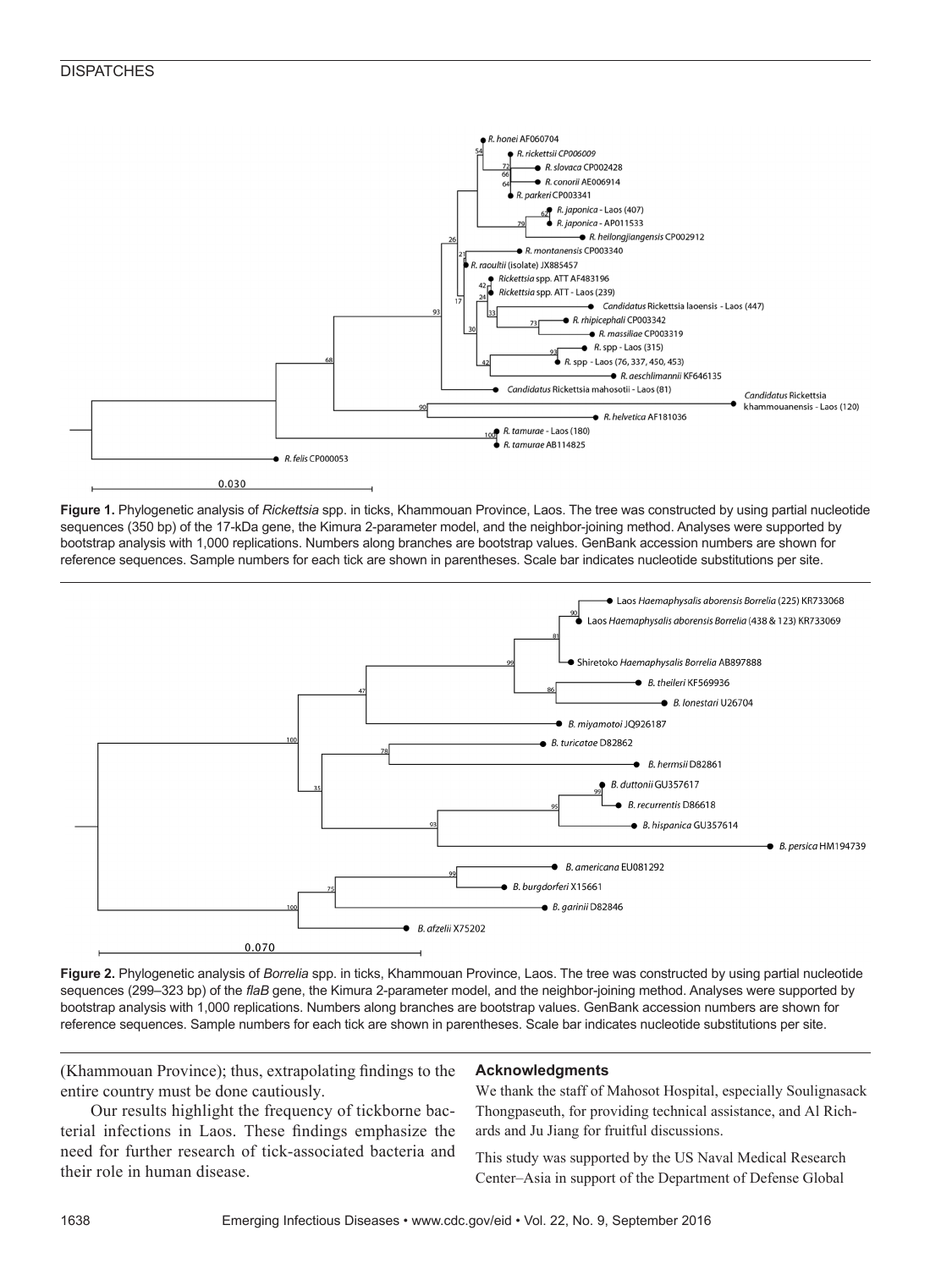**Figure 1.** Phylogenetic analysis of *Rickettsia* spp. in ticks, Khammouan Province, Laos. The tree was constructed by using partial nucleotide sequences (350 bp) of the 17-kDa gene, the Kimura 2-parameter model, and the neighbor-joining method. Analyses were supported by bootstrap analysis with 1,000 replications. Numbers along branches are bootstrap values. GenBank accession numbers are shown for reference sequences. Sample numbers for each tick are shown in parentheses. Scale bar indicates nucleotide substitutions per site.

**Figure 2.** Phylogenetic analysis of *Borrelia* spp. in ticks, Khammouan Province, Laos. The tree was constructed by using partial nucleotide sequences (299–323 bp) of the *flaB* gene, the Kimura 2-parameter model, and the neighbor-joining method. Analyses were supported by bootstrap analysis with 1,000 replications. Numbers along branches are bootstrap values. GenBank accession numbers are shown for reference sequences. Sample numbers for each tick are shown in parentheses. Scale bar indicates nucleotide substitutions per site.

(Khammouan Province); thus, extrapolating findings to the entire country must be done cautiously.

Our results highlight the frequency of tickborne bacterial infections in Laos. These findings emphasize the need for further research of tick-associated bacteria and their role in human disease.

## Acknowledgments

We thank the staff of Mahosot Hospital, especially Soulignasack Thongpaseuth, for providing technical assistance, and Al Richards and Ju Jiang for fruitful discussions.

This study was supported by the US Naval Medical Research Center–Asia in support of the Department of Defense Global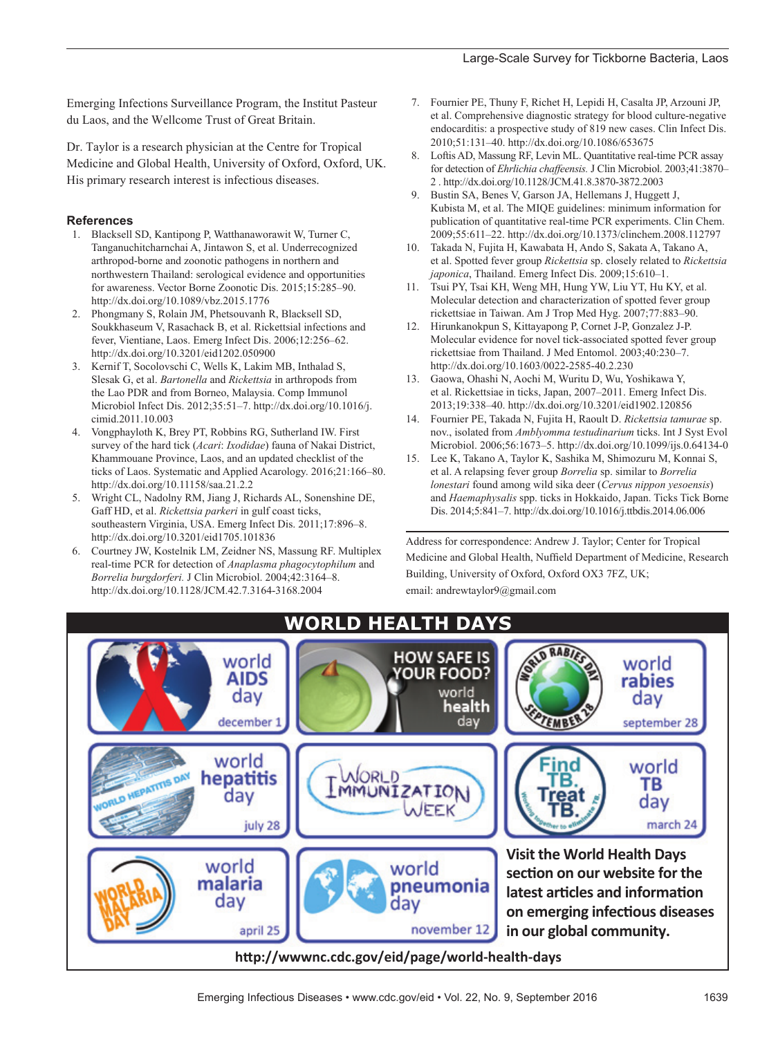Emerging Infections Surveillance Program, the Institut Pasteur du Laos, and the Wellcome Trust of Great Britain.

Dr. Taylor is a research physician at the Centre for Tropical Medicine and Global Health, University of Oxford, Oxford, UK. His primary research interest is infectious diseases.

## References

1. Blacksell SD, Kantipong P, Watthanaworawit W, Turner C, Tanganuchitcharnchai A, Jintawon S, et al. Underrecognized arthropod-borne and zoonotic pathogens in northern and northwestern Thailand: serological evidence and opportunities for awareness. Vector Borne Zoonotic Dis. 2015;15:285–90. http://dx.doi.org/10.1089/vbz.2015.1776
2. Phongmany S, Rolain JM, Phetsouvanh R, Blacksell SD, Soukkhaseum V, Rasachack B, et al. Rickettsial infections and fever, Vientiane, Laos. Emerg Infect Dis. 2006;12:256–62. http://dx.doi.org/10.3201/eid1202.050900
3. Kernif T, Socolovschi C, Wells K, Lakim MB, Inthalad S, Slesak G, et al. *Bartonella* and *Rickettsia* in arthropods from the Lao PDR and from Borneo, Malaysia. Comp Immunol Microbiol Infect Dis. 2012;35:51–7. http://dx.doi.org/10.1016/j.cimid.2011.10.003
4. Vongphayloth K, Brey PT, Robbins RG, Sutherland IW. First survey of the hard tick (*Acari*: *Ixodidae*) fauna of Nakai District, Khammouane Province, Laos, and an updated checklist of the ticks of Laos. Systematic and Applied Acarology. 2016;21:166–80. http://dx.doi.org/10.11158/saa.21.2.2
5. Wright CL, Nadolny RM, Jiang J, Richards AL, Sonenshine DE, Gaff HD, et al. *Rickettsia parkeri* in gulf coast ticks, southeastern Virginia, USA. Emerg Infect Dis. 2011;17:896–8. http://dx.doi.org/10.3201/eid1705.101836
6. Courtney JW, Kostelnik LM, Zeidner NS, Massung RF. Multiplex real-time PCR for detection of *Anaplasma phagocytophilum* and *Borrelia burgdorferi.* J Clin Microbiol. 2004;42:3164–8. http://dx.doi.org/10.1128/JCM.42.7.3164-3168.2004
7. Fournier PE, Thuny F, Richet H, Lepidi H, Casalta JP, Arzouni JP, et al. Comprehensive diagnostic strategy for blood culture-negative endocarditis: a prospective study of 819 new cases. Clin Infect Dis. 2010;51:131–40. http://dx.doi.org/10.1086/653675
8. Loftis AD, Massung RF, Levin ML. Quantitative real-time PCR assay for detection of *Ehrlichia chaffeensis.* J Clin Microbiol. 2003;41:3870–2 . http://dx.doi.org/10.1128/JCM.41.8.3870-3872.2003
9. Bustin SA, Benes V, Garson JA, Hellemans J, Huggett J, Kubista M, et al. The MIQE guidelines: minimum information for publication of quantitative real-time PCR experiments. Clin Chem. 2009;55:611–22. http://dx.doi.org/10.1373/clinchem.2008.112797
10. Takada N, Fujita H, Kawabata H, Ando S, Sakata A, Takano A, et al. Spotted fever group *Rickettsia* sp. closely related to *Rickettsia japonica*, Thailand. Emerg Infect Dis. 2009;15:610–1.
11. Tsui PY, Tsai KH, Weng MH, Hung YW, Liu YT, Hu KY, et al. Molecular detection and characterization of spotted fever group rickettsiae in Taiwan. Am J Trop Med Hyg. 2007;77:883–90.
12. Hirunkanokpun S, Kittayapong P, Cornet J-P, Gonzalez J-P. Molecular evidence for novel tick-associated spotted fever group rickettsiae from Thailand. J Med Entomol. 2003;40:230–7. http://dx.doi.org/10.1603/0022-2585-40.2.230
13. Gaowa, Ohashi N, Aochi M, Wuritu D, Wu, Yoshikawa Y, et al. Rickettsiae in ticks, Japan, 2007–2011. Emerg Infect Dis. 2013;19:338–40. http://dx.doi.org/10.3201/eid1902.120856
14. Fournier PE, Takada N, Fujita H, Raoult D. *Rickettsia tamurae* sp. nov., isolated from *Amblyomma testudinarium* ticks. Int J Syst Evol Microbiol. 2006;56:1673–5. http://dx.doi.org/10.1099/ijs.0.64134-0
15. Lee K, Takano A, Taylor K, Sashika M, Shimozuru M, Konnai S, et al. A relapsing fever group *Borrelia* sp. similar to *Borrelia lonestari* found among wild sika deer (*Cervus nippon yesoensis*) and *Haemaphysalis* spp. ticks in Hokkaido, Japan. Ticks Tick Borne Dis. 2014;5:841–7. http://dx.doi.org/10.1016/j.ttbdis.2014.06.006

Address for correspondence: Andrew J. Taylor; Center for Tropical Medicine and Global Health, Nuffield Department of Medicine, Research Building, University of Oxford, Oxford OX3 7FZ, UK; email: andrewtaylor9@gmail.com

## WORLD HEALTH DAYS

world AIDS day december 1

HOW SAFE IS YOUR FOOD? world health day

world rabies day september 28

world hepatitis day july 28

World Immunization Week

world TB day march 24

world malaria day april 25

world pneumonia day november 12

**Visit the World Health Days section on our website for the latest articles and information on emerging infectious diseases in our global community.**

**http://wwwnc.cdc.gov/eid/page/world-health-days**